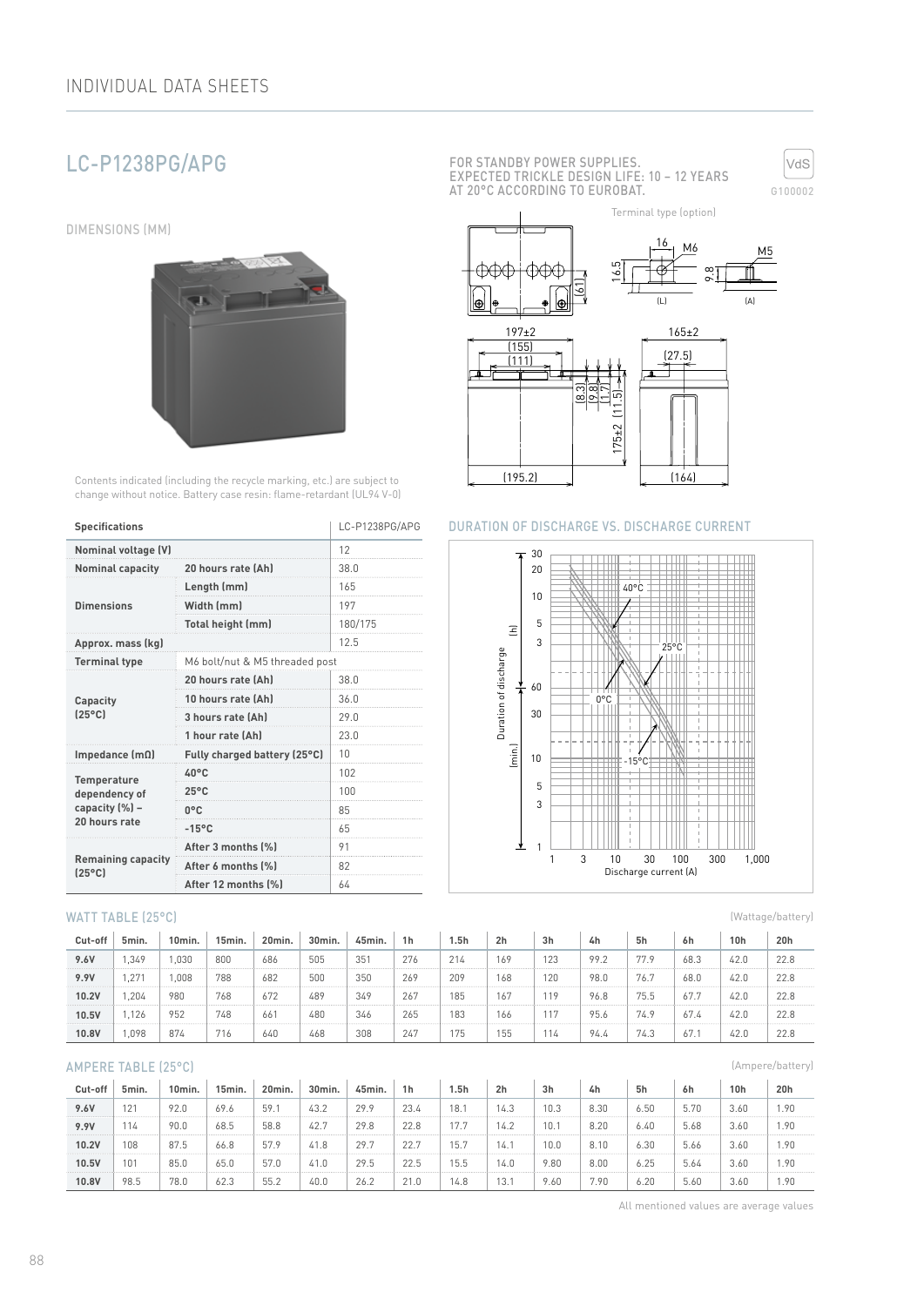## LC-P1238PG/APG

FOR STANDBY POWER SUPPLIES.
EXPECTED TRICKLE DESIGN LIFE: 10 – 12 YEARS AT 20°C ACCORDING TO EUROBAT.

VdS G100002

### DIMENSIONS (MM)

Terminal type (option)

Contents indicated (including the recycle marking, etc.) are subject to change without notice. Battery case resin: flame-retardant (UL94 V-0)

| Specifications | | LC-P1238PG/APG |
|---|---|---|
| **Nominal voltage (V)** | | 12 |
| **Nominal capacity** | **20 hours rate (Ah)** | 38.0 |
| **Dimensions** | **Length (mm)** | 165 |
| | **Width (mm)** | 197 |
| | **Total height (mm)** | 180/175 |
| **Approx. mass (kg)** | | 12.5 |
| **Terminal type** | M6 bolt/nut & M5 threaded post | |
| **Capacity (25°C)** | **20 hours rate (Ah)** | 38.0 |
| | **10 hours rate (Ah)** | 36.0 |
| | **3 hours rate (Ah)** | 29.0 |
| | **1 hour rate (Ah)** | 23.0 |
| **Impedance (mΩ)** | **Fully charged battery (25°C)** | 10 |
| **Temperature dependency of capacity (%) – 20 hours rate** | **40°C** | 102 |
| | **25°C** | 100 |
| | **0°C** | 85 |
| | **-15°C** | 65 |
| **Remaining capacity (25°C)** | **After 3 months (%)** | 91 |
| | **After 6 months (%)** | 82 |
| | **After 12 months (%)** | 64 |

### DURATION OF DISCHARGE VS. DISCHARGE CURRENT

### WATT TABLE (25°C)

(Wattage/battery)

| Cut-off | 5min. | 10min. | 15min. | 20min. | 30min. | 45min. | 1h | 1.5h | 2h | 3h | 4h | 5h | 6h | 10h | 20h |
|---|---|---|---|---|---|---|---|---|---|---|---|---|---|---|---|
| **9.6V** | 1,349 | 1,030 | 800 | 686 | 505 | 351 | 276 | 214 | 169 | 123 | 99.2 | 77.9 | 68.3 | 42.0 | 22.8 |
| **9.9V** | 1,271 | 1,008 | 788 | 682 | 500 | 350 | 269 | 209 | 168 | 120 | 98.0 | 76.7 | 68.0 | 42.0 | 22.8 |
| **10.2V** | 1,204 | 980 | 768 | 672 | 489 | 349 | 267 | 185 | 167 | 119 | 96.8 | 75.5 | 67.7 | 42.0 | 22.8 |
| **10.5V** | 1,126 | 952 | 748 | 661 | 480 | 346 | 265 | 183 | 166 | 117 | 95.6 | 74.9 | 67.4 | 42.0 | 22.8 |
| **10.8V** | 1,098 | 874 | 716 | 640 | 468 | 308 | 247 | 175 | 155 | 114 | 94.4 | 74.3 | 67.1 | 42.0 | 22.8 |

### AMPERE TABLE (25°C)

(Ampere/battery)

| Cut-off | 5min. | 10min. | 15min. | 20min. | 30min. | 45min. | 1h | 1.5h | 2h | 3h | 4h | 5h | 6h | 10h | 20h |
|---|---|---|---|---|---|---|---|---|---|---|---|---|---|---|---|
| **9.6V** | 121 | 92.0 | 69.6 | 59.1 | 43.2 | 29.9 | 23.4 | 18.1 | 14.3 | 10.3 | 8.30 | 6.50 | 5.70 | 3.60 | 1.90 |
| **9.9V** | 114 | 90.0 | 68.5 | 58.8 | 42.7 | 29.8 | 22.8 | 17.7 | 14.2 | 10.1 | 8.20 | 6.40 | 5.68 | 3.60 | 1.90 |
| **10.2V** | 108 | 87.5 | 66.8 | 57.9 | 41.8 | 29.7 | 22.7 | 15.7 | 14.1 | 10.0 | 8.10 | 6.30 | 5.66 | 3.60 | 1.90 |
| **10.5V** | 101 | 85.0 | 65.0 | 57.0 | 41.0 | 29.5 | 22.5 | 15.5 | 14.0 | 9.80 | 8.00 | 6.25 | 5.64 | 3.60 | 1.90 |
| **10.8V** | 98.5 | 78.0 | 62.3 | 55.2 | 40.0 | 26.2 | 21.0 | 14.8 | 13.1 | 9.60 | 7.90 | 6.20 | 5.60 | 3.60 | 1.90 |

All mentioned values are average values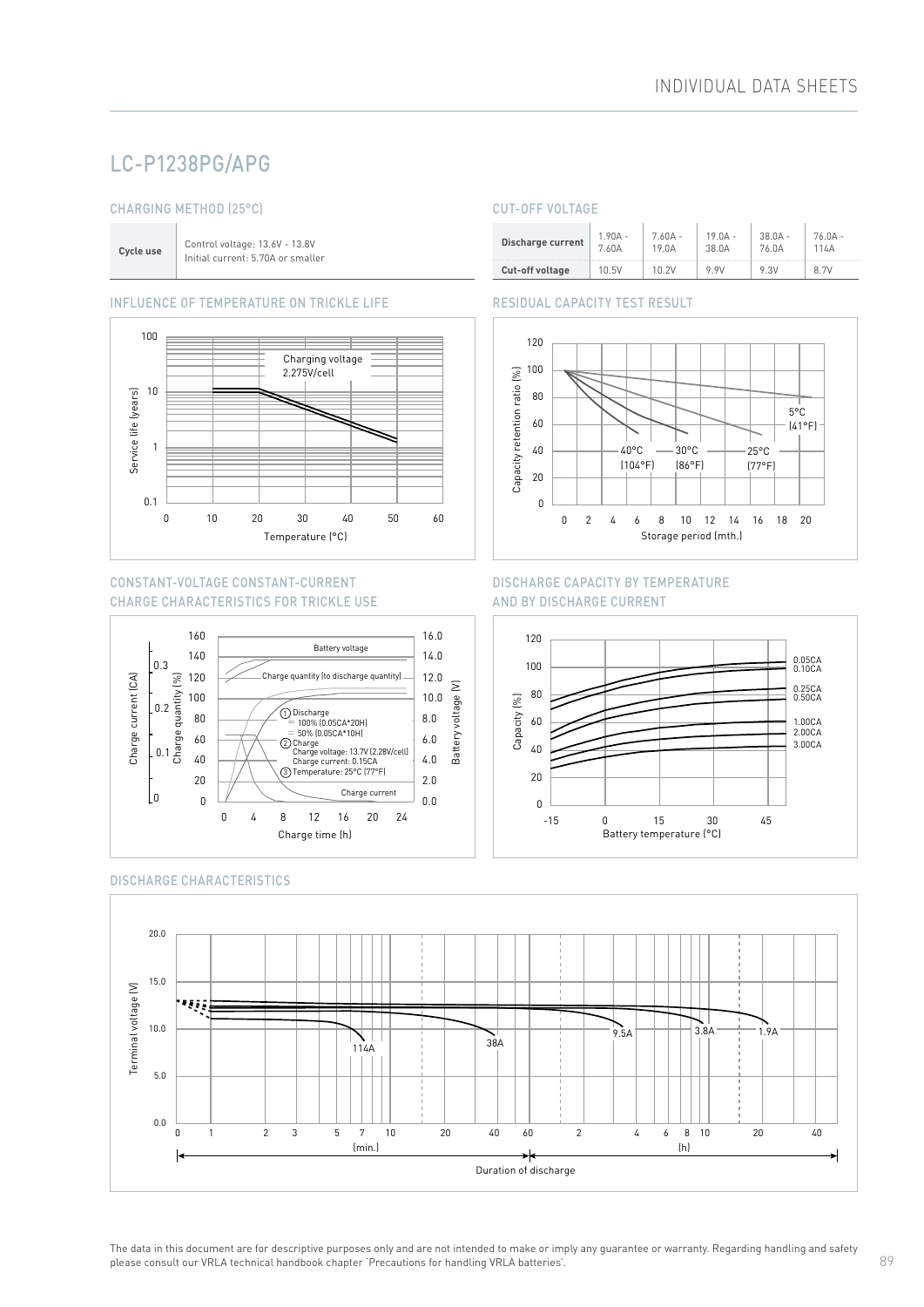# LC-P1238PG/APG

## CHARGING METHOD (25°C)

| | |
|---|---|
| **Cycle use** | Control voltage: 13.6V - 13.8V<br>Initial current: 5.70A or smaller |

## CUT-OFF VOLTAGE

| **Discharge current** | 1.90A - 7.60A | 7.60A - 19.0A | 19.0A - 38.0A | 38.0A - 76.0A | 76.0A - 114A |
|---|---|---|---|---|---|
| **Cut-off voltage** | 10.5V | 10.2V | 9.9V | 9.3V | 8.7V |

## INFLUENCE OF TEMPERATURE ON TRICKLE LIFE

Service life (years)
100
10
1
0.1
0 10 20 30 40 50 60
Temperature (°C)
Charging voltage 2.275V/cell

## RESIDUAL CAPACITY TEST RESULT

Capacity retention ratio (%)
120 100 80 60 40 20 0
0 2 4 6 8 10 12 14 16 18 20
Storage period (mth.)
40°C (104°F)
30°C (86°F)
25°C (77°F)
5°C (41°F)

## CONSTANT-VOLTAGE CONSTANT-CURRENT CHARGE CHARACTERISTICS FOR TRICKLE USE

Charge current (CA)
0.3 0.2 0.1 0
Charge quantity (%)
160 140 120 100 80 60 40 20 0
Battery voltage (V)
16.0 14.0 12.0 10.0 8.0 6.0 4.0 2.0 0.0
0 4 8 12 16 20 24
Charge time (h)
Battery voltage
Charge quantity (to discharge quantity)
Charge current
① Discharge
═ 100% (0.05CA*20H)
— 50% (0.05CA*10H)
② Charge
Charge voltage: 13.7V (2.28V/cell)
Charge current: 0.15CA
③ Temperature: 25°C (77°F)

## DISCHARGE CAPACITY BY TEMPERATURE AND BY DISCHARGE CURRENT

Capacity (%)
120 100 80 60 40 20 0
-15 0 15 30 45
Battery temperature (°C)
0.05CA
0.10CA
0.25CA
0.50CA
1.00CA
2.00CA
3.00CA

## DISCHARGE CHARACTERISTICS

Terminal voltage (V)
20.0 15.0 10.0 5.0 0.0
0 1 2 3 5 7 10 20 40 60 2 4 6 8 10 20 40
(min.) (h)
Duration of discharge
114A
38A
9.5A
3.8A
1.9A

The data in this document are for descriptive purposes only and are not intended to make or imply any guarantee or warranty. Regarding handling and safety please consult our VRLA technical handbook chapter 'Precautions for handling VRLA batteries'.